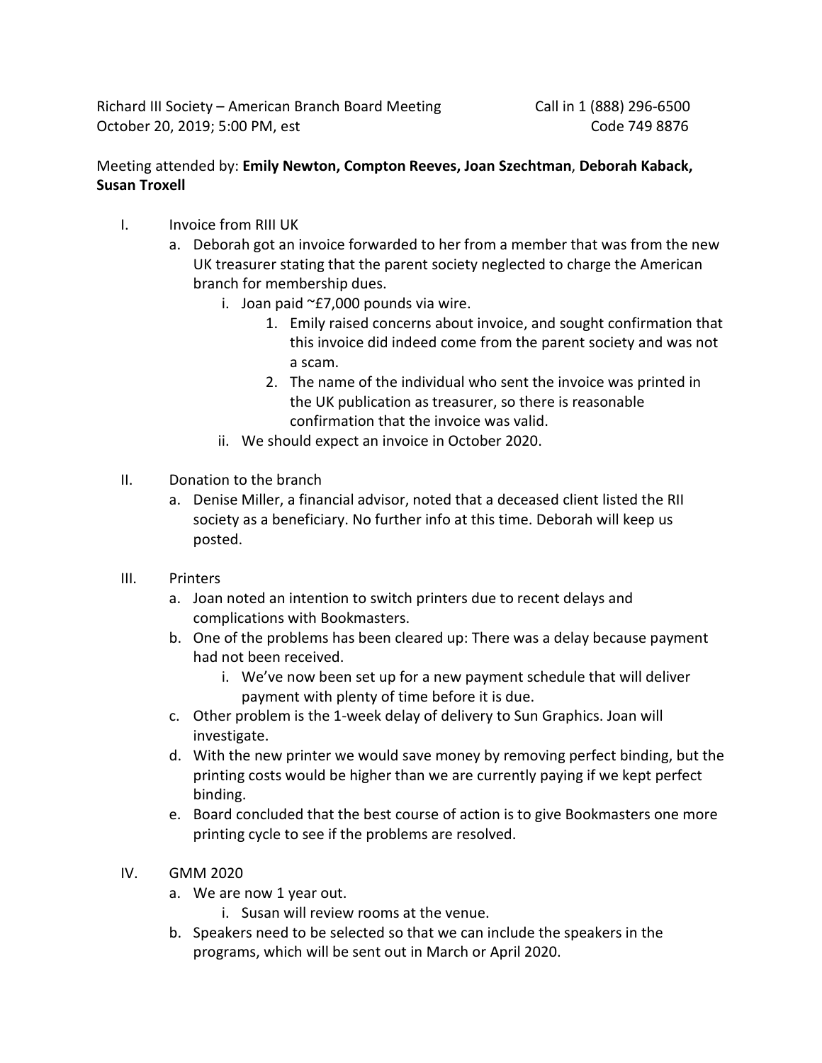Richard III Society – American Branch Board Meeting  
October 20, 2019; 5:00 PM, est

Call in 1 (888) 296-6500  
Code 749 8876

Meeting attended by: **Emily Newton, Compton Reeves, Joan Szechtman**, **Deborah Kaback, Susan Troxell**

I. Invoice from RIII UK
   a. Deborah got an invoice forwarded to her from a member that was from the new UK treasurer stating that the parent society neglected to charge the American branch for membership dues.
      i. Joan paid ~£7,000 pounds via wire.
         1. Emily raised concerns about invoice, and sought confirmation that this invoice did indeed come from the parent society and was not a scam.
         2. The name of the individual who sent the invoice was printed in the UK publication as treasurer, so there is reasonable confirmation that the invoice was valid.
      ii. We should expect an invoice in October 2020.

II. Donation to the branch
   a. Denise Miller, a financial advisor, noted that a deceased client listed the RII society as a beneficiary. No further info at this time. Deborah will keep us posted.

III. Printers
   a. Joan noted an intention to switch printers due to recent delays and complications with Bookmasters.
   b. One of the problems has been cleared up: There was a delay because payment had not been received.
      i. We've now been set up for a new payment schedule that will deliver payment with plenty of time before it is due.
   c. Other problem is the 1-week delay of delivery to Sun Graphics. Joan will investigate.
   d. With the new printer we would save money by removing perfect binding, but the printing costs would be higher than we are currently paying if we kept perfect binding.
   e. Board concluded that the best course of action is to give Bookmasters one more printing cycle to see if the problems are resolved.

IV. GMM 2020
   a. We are now 1 year out.
      i. Susan will review rooms at the venue.
   b. Speakers need to be selected so that we can include the speakers in the programs, which will be sent out in March or April 2020.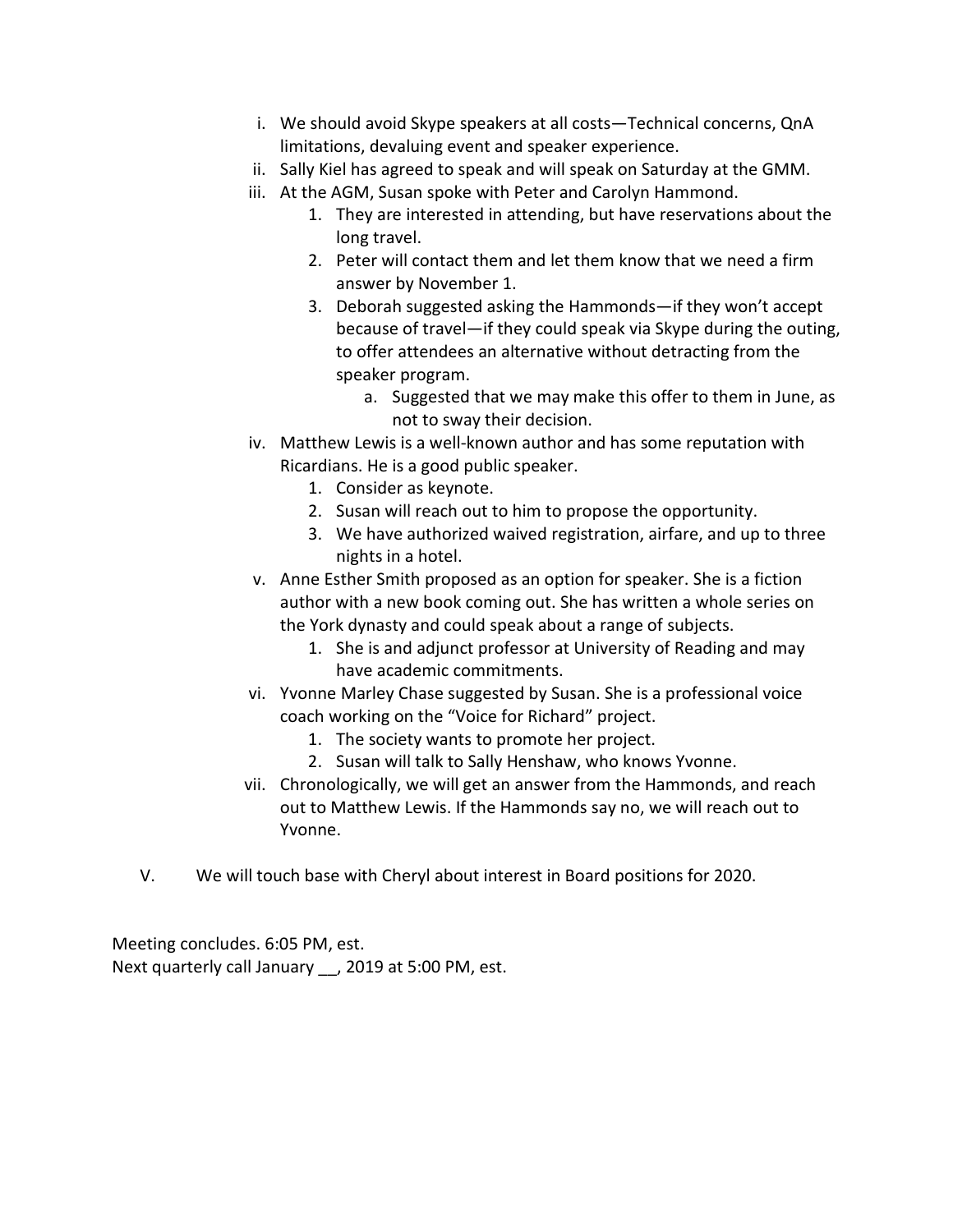i. We should avoid Skype speakers at all costs—Technical concerns, QnA limitations, devaluing event and speaker experience.
ii. Sally Kiel has agreed to speak and will speak on Saturday at the GMM.
iii. At the AGM, Susan spoke with Peter and Carolyn Hammond.
    1. They are interested in attending, but have reservations about the long travel.
    2. Peter will contact them and let them know that we need a firm answer by November 1.
    3. Deborah suggested asking the Hammonds—if they won't accept because of travel—if they could speak via Skype during the outing, to offer attendees an alternative without detracting from the speaker program.
        a. Suggested that we may make this offer to them in June, as not to sway their decision.
iv. Matthew Lewis is a well-known author and has some reputation with Ricardians. He is a good public speaker.
    1. Consider as keynote.
    2. Susan will reach out to him to propose the opportunity.
    3. We have authorized waived registration, airfare, and up to three nights in a hotel.
v. Anne Esther Smith proposed as an option for speaker. She is a fiction author with a new book coming out. She has written a whole series on the York dynasty and could speak about a range of subjects.
    1. She is and adjunct professor at University of Reading and may have academic commitments.
vi. Yvonne Marley Chase suggested by Susan. She is a professional voice coach working on the "Voice for Richard" project.
    1. The society wants to promote her project.
    2. Susan will talk to Sally Henshaw, who knows Yvonne.
vii. Chronologically, we will get an answer from the Hammonds, and reach out to Matthew Lewis. If the Hammonds say no, we will reach out to Yvonne.

V. We will touch base with Cheryl about interest in Board positions for 2020.

Meeting concludes. 6:05 PM, est.
Next quarterly call January __, 2019 at 5:00 PM, est.